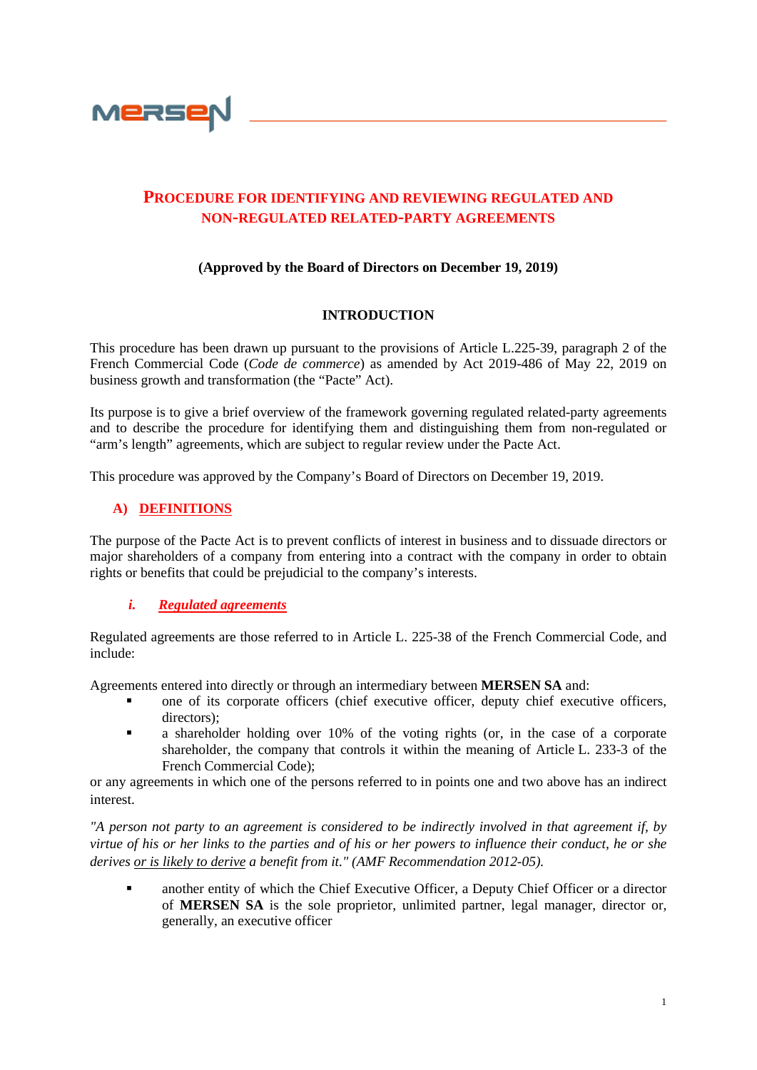# PROCEDURE FOR IDENTIFYING AND REVIEWING REGULATED AND NON-REGULATED RELATED-PARTY AGREEMENTS

**(Approved by the Board of Directors on December 19, 2019)**

## INTRODUCTION

This procedure has been drawn up pursuant to the provisions of Article L.225-39, paragraph 2 of the French Commercial Code (*Code de commerce*) as amended by Act 2019-486 of May 22, 2019 on business growth and transformation (the "Pacte" Act).

Its purpose is to give a brief overview of the framework governing regulated related-party agreements and to describe the procedure for identifying them and distinguishing them from non-regulated or "arm's length" agreements, which are subject to regular review under the Pacte Act.

This procedure was approved by the Company's Board of Directors on December 19, 2019.

## A) DEFINITIONS

The purpose of the Pacte Act is to prevent conflicts of interest in business and to dissuade directors or major shareholders of a company from entering into a contract with the company in order to obtain rights or benefits that could be prejudicial to the company's interests.

### *i. Regulated agreements*

Regulated agreements are those referred to in Article L. 225-38 of the French Commercial Code, and include:

Agreements entered into directly or through an intermediary between **MERSEN SA** and:

- one of its corporate officers (chief executive officer, deputy chief executive officers, directors);
- a shareholder holding over 10% of the voting rights (or, in the case of a corporate shareholder, the company that controls it within the meaning of Article L. 233-3 of the French Commercial Code);

or any agreements in which one of the persons referred to in points one and two above has an indirect interest.

*"A person not party to an agreement is considered to be indirectly involved in that agreement if, by virtue of his or her links to the parties and of his or her powers to influence their conduct, he or she derives or is likely to derive a benefit from it." (AMF Recommendation 2012-05).*

- another entity of which the Chief Executive Officer, a Deputy Chief Officer or a director of **MERSEN SA** is the sole proprietor, unlimited partner, legal manager, director or, generally, an executive officer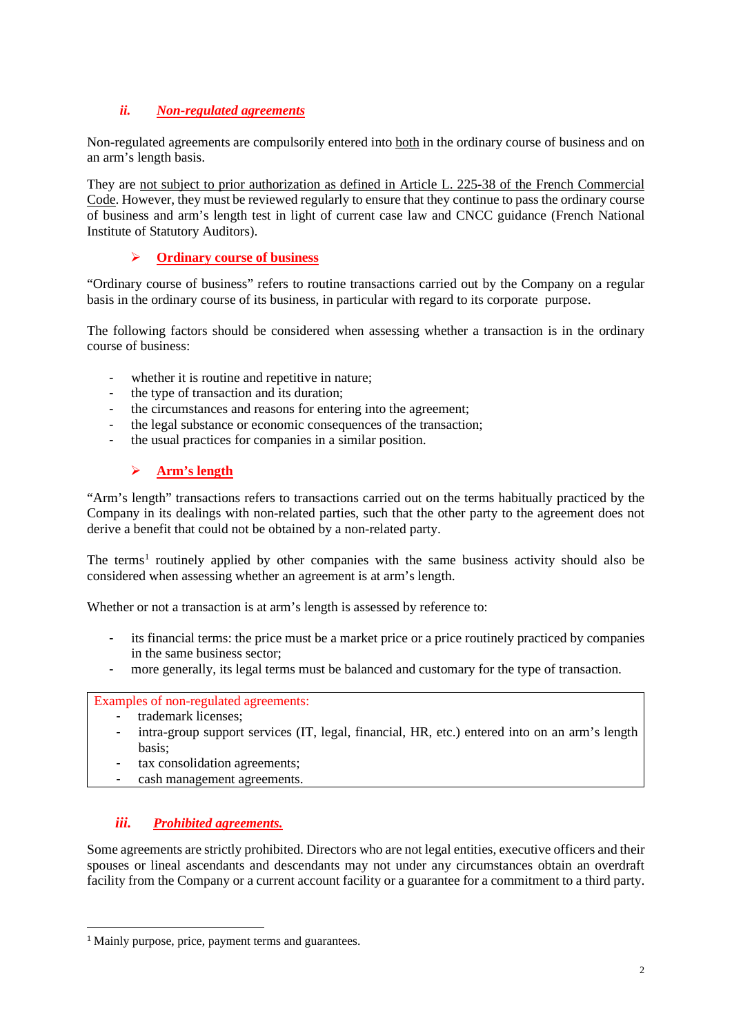### *ii. Non-regulated agreements*

Non-regulated agreements are compulsorily entered into both in the ordinary course of business and on an arm's length basis.

They are not subject to prior authorization as defined in Article L. 225-38 of the French Commercial Code. However, they must be reviewed regularly to ensure that they continue to pass the ordinary course of business and arm's length test in light of current case law and CNCC guidance (French National Institute of Statutory Auditors).

#### ➢ **Ordinary course of business**

"Ordinary course of business" refers to routine transactions carried out by the Company on a regular basis in the ordinary course of its business, in particular with regard to its corporate purpose.

The following factors should be considered when assessing whether a transaction is in the ordinary course of business:

- whether it is routine and repetitive in nature;
- the type of transaction and its duration;
- the circumstances and reasons for entering into the agreement;
- the legal substance or economic consequences of the transaction;
- the usual practices for companies in a similar position.

#### ➢ **Arm's length**

"Arm's length" transactions refers to transactions carried out on the terms habitually practiced by the Company in its dealings with non-related parties, such that the other party to the agreement does not derive a benefit that could not be obtained by a non-related party.

The terms[1] routinely applied by other companies with the same business activity should also be considered when assessing whether an agreement is at arm's length.

Whether or not a transaction is at arm's length is assessed by reference to:

- its financial terms: the price must be a market price or a price routinely practiced by companies in the same business sector;
- more generally, its legal terms must be balanced and customary for the type of transaction.

> Examples of non-regulated agreements:
> - trademark licenses;
> - intra-group support services (IT, legal, financial, HR, etc.) entered into on an arm's length basis;
> - tax consolidation agreements;
> - cash management agreements.

### *iii. Prohibited agreements.*

Some agreements are strictly prohibited. Directors who are not legal entities, executive officers and their spouses or lineal ascendants and descendants may not under any circumstances obtain an overdraft facility from the Company or a current account facility or a guarantee for a commitment to a third party.

---

[1] Mainly purpose, price, payment terms and guarantees.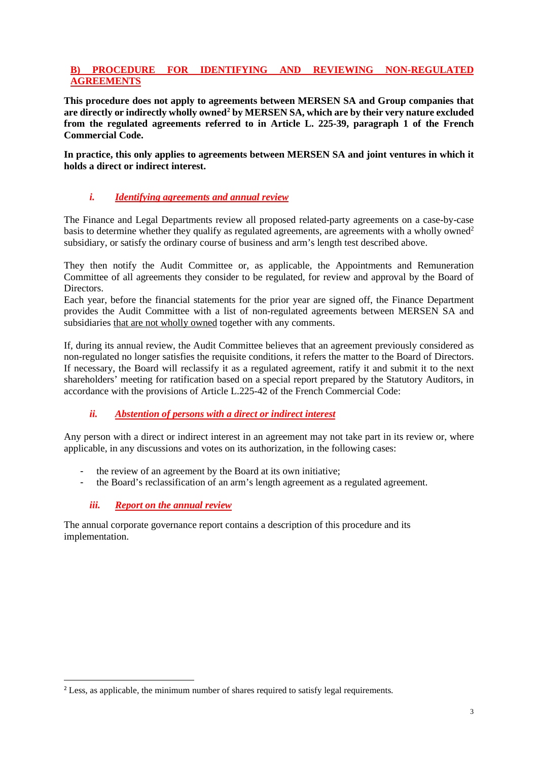## B) PROCEDURE FOR IDENTIFYING AND REVIEWING NON-REGULATED AGREEMENTS

**This procedure does not apply to agreements between MERSEN SA and Group companies that are directly or indirectly wholly owned[2] by MERSEN SA, which are by their very nature excluded from the regulated agreements referred to in Article L. 225-39, paragraph 1 of the French Commercial Code.**

**In practice, this only applies to agreements between MERSEN SA and joint ventures in which it holds a direct or indirect interest.**

### *i. Identifying agreements and annual review*

The Finance and Legal Departments review all proposed related-party agreements on a case-by-case basis to determine whether they qualify as regulated agreements, are agreements with a wholly owned[2] subsidiary, or satisfy the ordinary course of business and arm's length test described above.

They then notify the Audit Committee or, as applicable, the Appointments and Remuneration Committee of all agreements they consider to be regulated, for review and approval by the Board of Directors.

Each year, before the financial statements for the prior year are signed off, the Finance Department provides the Audit Committee with a list of non-regulated agreements between MERSEN SA and subsidiaries that are not wholly owned together with any comments.

If, during its annual review, the Audit Committee believes that an agreement previously considered as non-regulated no longer satisfies the requisite conditions, it refers the matter to the Board of Directors. If necessary, the Board will reclassify it as a regulated agreement, ratify it and submit it to the next shareholders' meeting for ratification based on a special report prepared by the Statutory Auditors, in accordance with the provisions of Article L.225-42 of the French Commercial Code:

### *ii. Abstention of persons with a direct or indirect interest*

Any person with a direct or indirect interest in an agreement may not take part in its review or, where applicable, in any discussions and votes on its authorization, in the following cases:

- the review of an agreement by the Board at its own initiative;
- the Board's reclassification of an arm's length agreement as a regulated agreement.

### *iii. Report on the annual review*

The annual corporate governance report contains a description of this procedure and its implementation.

---

[2] Less, as applicable, the minimum number of shares required to satisfy legal requirements.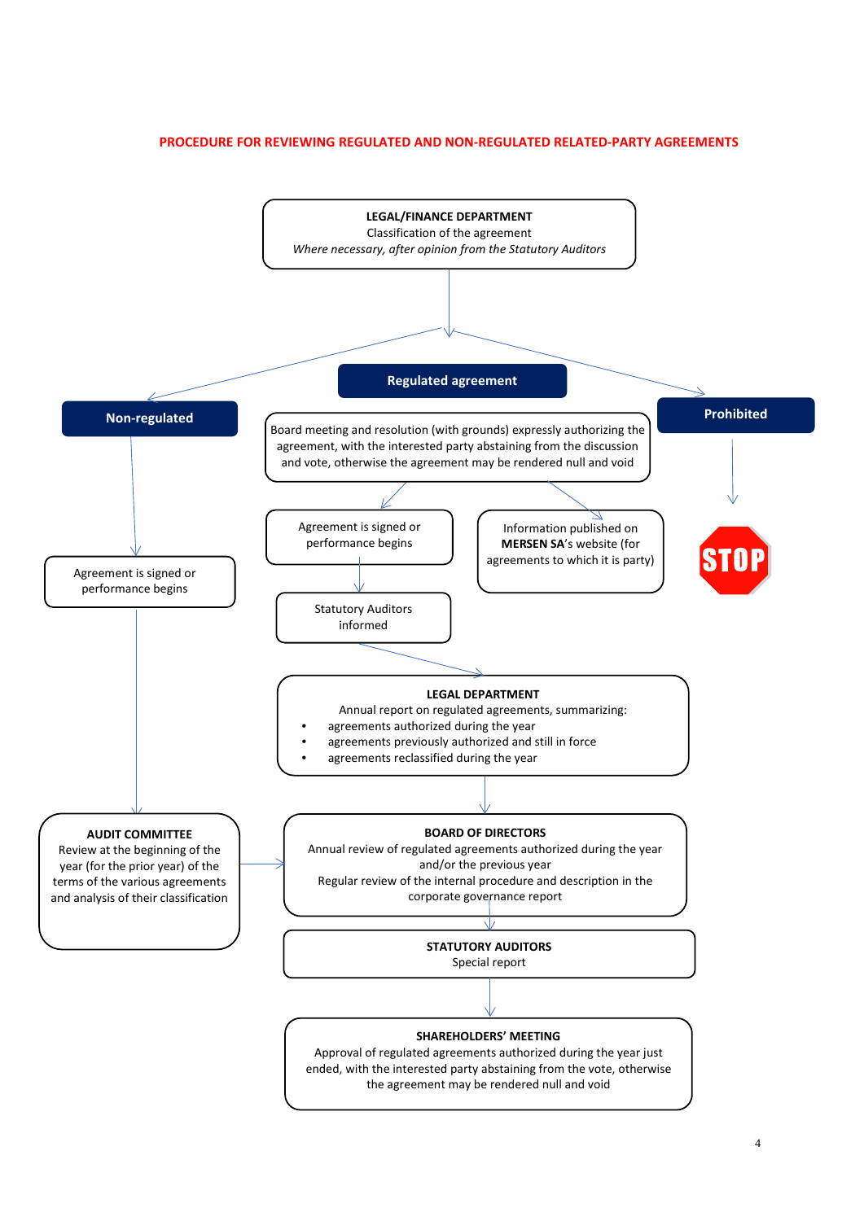## PROCEDURE FOR REVIEWING REGULATED AND NON-REGULATED RELATED-PARTY AGREEMENTS

**LEGAL/FINANCE DEPARTMENT**
Classification of the agreement
*Where necessary, after opinion from the Statutory Auditors*

**Non-regulated**

Agreement is signed or performance begins

**AUDIT COMMITTEE**
Review at the beginning of the year (for the prior year) of the terms of the various agreements and analysis of their classification

**Regulated agreement**

Board meeting and resolution (with grounds) expressly authorizing the agreement, with the interested party abstaining from the discussion and vote, otherwise the agreement may be rendered null and void

Agreement is signed or performance begins

Statutory Auditors informed

Information published on **MERSEN SA**'s website (for agreements to which it is party)

**LEGAL DEPARTMENT**
Annual report on regulated agreements, summarizing:

- agreements authorized during the year
- agreements previously authorized and still in force
- agreements reclassified during the year

**BOARD OF DIRECTORS**
Annual review of regulated agreements authorized during the year and/or the previous year
Regular review of the internal procedure and description in the corporate governance report

**STATUTORY AUDITORS**
Special report

**SHAREHOLDERS' MEETING**
Approval of regulated agreements authorized during the year just ended, with the interested party abstaining from the vote, otherwise the agreement may be rendered null and void

**Prohibited**

STOP